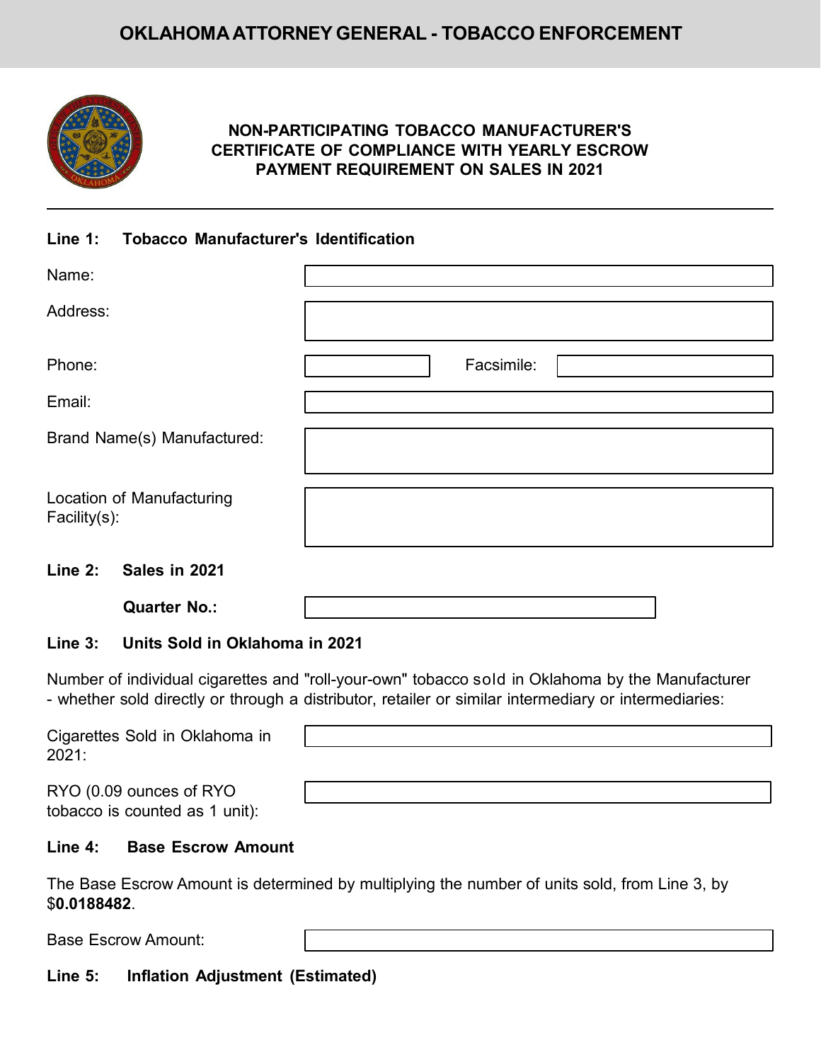# OKLAHOMA ATTORNEY GENERAL - TOBACCO ENFORCEMENT

## NON-PARTICIPATING TOBACCO MANUFACTURER'S CERTIFICATE OF COMPLIANCE WITH YEARLY ESCROW PAYMENT REQUIREMENT ON SALES IN 2021

---

**Line 1: Tobacco Manufacturer's Identification**

Name:

Address:

Phone: Facsimile:

Email:

Brand Name(s) Manufactured:

Location of Manufacturing Facility(s):

**Line 2: Sales in 2021**

**Quarter No.:**

**Line 3: Units Sold in Oklahoma in 2021**

Number of individual cigarettes and "roll-your-own" tobacco sold in Oklahoma by the Manufacturer - whether sold directly or through a distributor, retailer or similar intermediary or intermediaries:

Cigarettes Sold in Oklahoma in 2021:

RYO (0.09 ounces of RYO tobacco is counted as 1 unit):

**Line 4: Base Escrow Amount**

The Base Escrow Amount is determined by multiplying the number of units sold, from Line 3, by $**0.0188482**.

Base Escrow Amount:

**Line 5: Inflation Adjustment (Estimated)**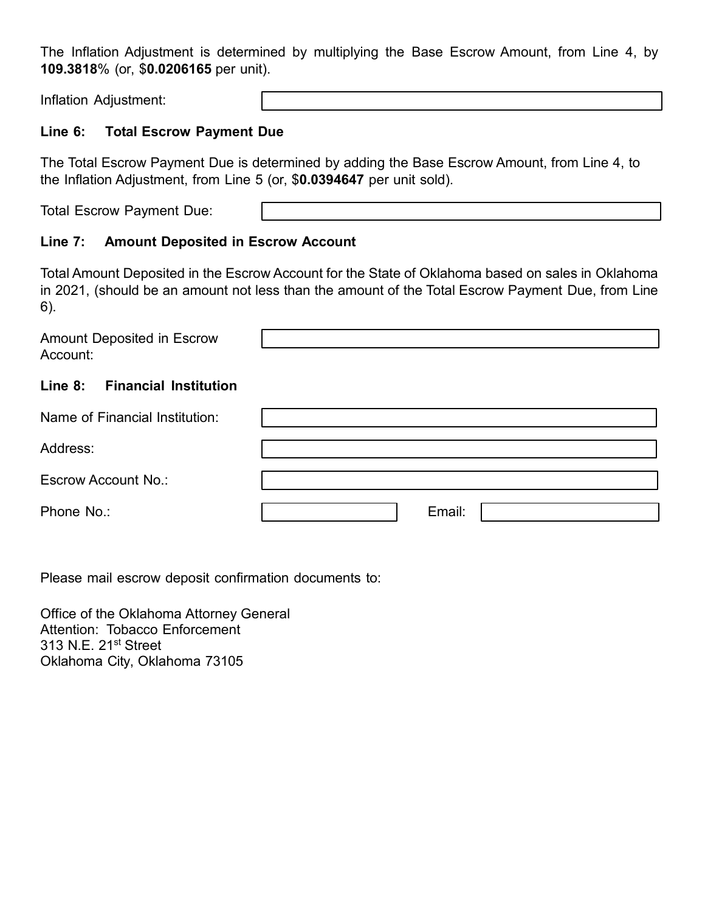The Inflation Adjustment is determined by multiplying the Base Escrow Amount, from Line 4, by **109.3818**% (or, $**0.0206165** per unit).

Inflation Adjustment: \_\_\_\_\_\_\_\_\_\_\_\_\_\_\_\_\_\_\_\_

**Line 6: Total Escrow Payment Due**

The Total Escrow Payment Due is determined by adding the Base Escrow Amount, from Line 4, to the Inflation Adjustment, from Line 5 (or, $**0.0394647** per unit sold).

Total Escrow Payment Due: \_\_\_\_\_\_\_\_\_\_\_\_\_\_\_\_\_\_\_\_

**Line 7: Amount Deposited in Escrow Account**

Total Amount Deposited in the Escrow Account for the State of Oklahoma based on sales in Oklahoma in 2021, (should be an amount not less than the amount of the Total Escrow Payment Due, from Line 6).

Amount Deposited in Escrow Account: \_\_\_\_\_\_\_\_\_\_\_\_\_\_\_\_\_\_\_\_

**Line 8: Financial Institution**

Name of Financial Institution: \_\_\_\_\_\_\_\_\_\_\_\_\_\_\_\_\_\_\_\_

Address: \_\_\_\_\_\_\_\_\_\_\_\_\_\_\_\_\_\_\_\_

Escrow Account No.: \_\_\_\_\_\_\_\_\_\_\_\_\_\_\_\_\_\_\_\_

Phone No.: \_\_\_\_\_\_\_\_\_\_ Email: \_\_\_\_\_\_\_\_\_\_

Please mail escrow deposit confirmation documents to:

Office of the Oklahoma Attorney General
Attention: Tobacco Enforcement
313 N.E. 21st Street
Oklahoma City, Oklahoma 73105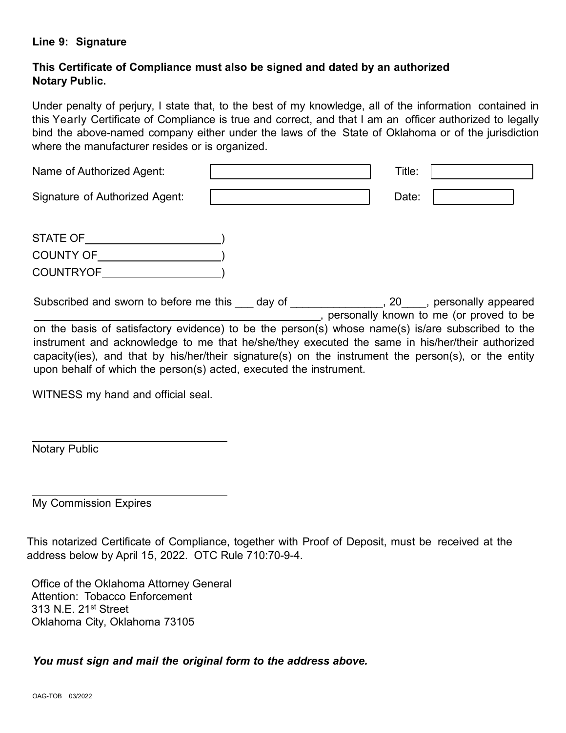**Line 9: Signature**

**This Certificate of Compliance must also be signed and dated by an authorized Notary Public.**

Under penalty of perjury, I state that, to the best of my knowledge, all of the information contained in this Yearly Certificate of Compliance is true and correct, and that I am an officer authorized to legally bind the above-named company either under the laws of the State of Oklahoma or of the jurisdiction where the manufacturer resides or is organized.

| | | | |
|---|---|---|---|
| Name of Authorized Agent: | | Title: | |
| Signature of Authorized Agent: | | Date: | |

STATE OF ______________________)
COUNTY OF ____________________)
COUNTRYOF ____________________)

Subscribed and sworn to before me this ___ day of _______________, 20____, personally appeared ______________________________________________, personally known to me (or proved to be on the basis of satisfactory evidence) to be the person(s) whose name(s) is/are subscribed to the instrument and acknowledge to me that he/she/they executed the same in his/her/their authorized capacity(ies), and that by his/her/their signature(s) on the instrument the person(s), or the entity upon behalf of which the person(s) acted, executed the instrument.

WITNESS my hand and official seal.

________________________________
Notary Public

________________________________
My Commission Expires

This notarized Certificate of Compliance, together with Proof of Deposit, must be received at the address below by April 15, 2022. OTC Rule 710:70-9-4.

Office of the Oklahoma Attorney General
Attention: Tobacco Enforcement
313 N.E. 21st Street
Oklahoma City, Oklahoma 73105

***You must sign and mail the original form to the address above.***

OAG-TOB 03/2022